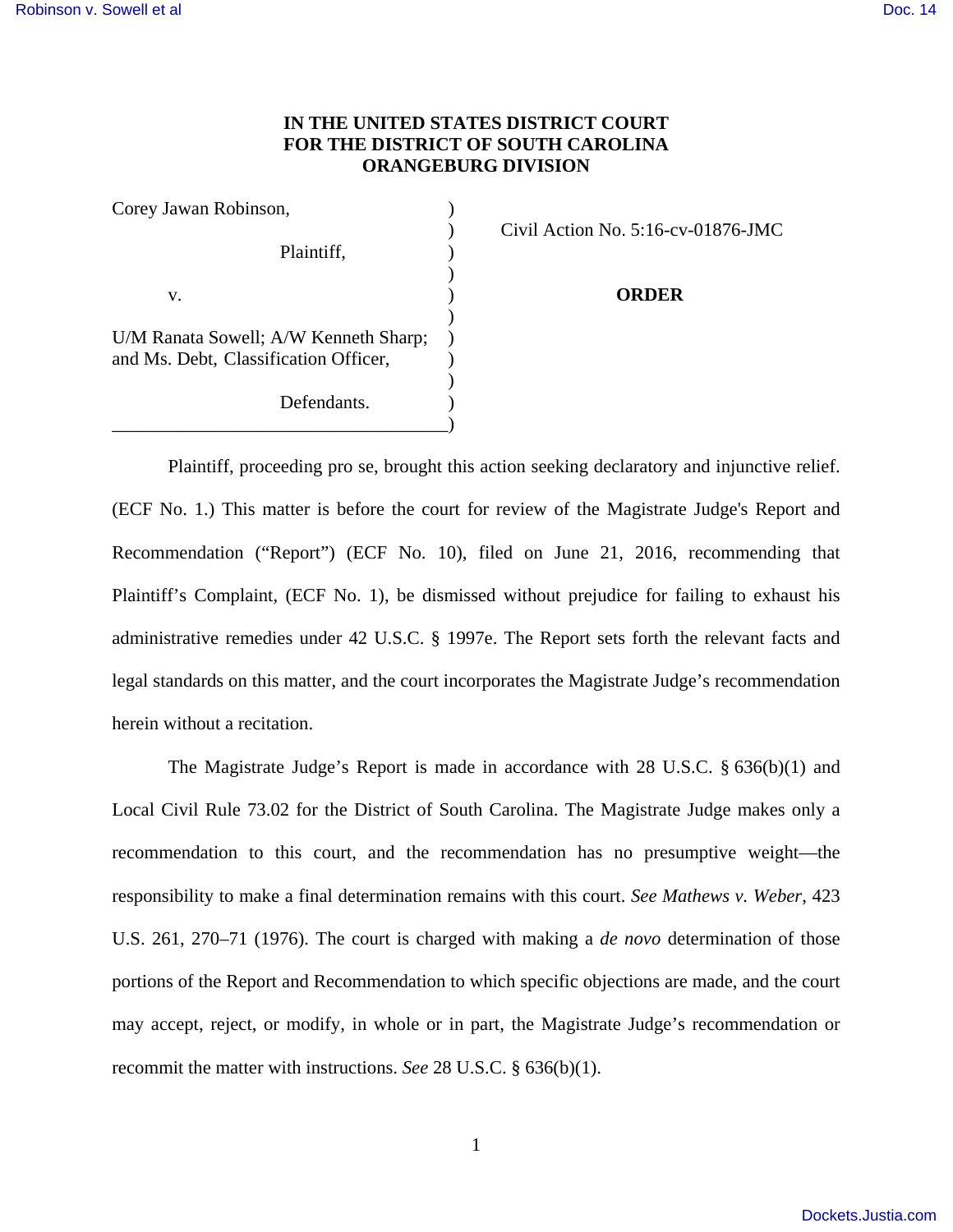**IN THE UNITED STATES DISTRICT COURT**
**FOR THE DISTRICT OF SOUTH CAROLINA**
**ORANGEBURG DIVISION**

| | | |
|---|---|---|
| Corey Jawan Robinson, | ) | |
| | ) | Civil Action No. 5:16-cv-01876-JMC |
| Plaintiff, | ) | |
| | ) | |
| v. | ) | **ORDER** |
| | ) | |
| U/M Ranata Sowell; A/W Kenneth Sharp; and Ms. Debt, Classification Officer, | ) | |
| | ) | |
| Defendants. | ) | |

Plaintiff, proceeding pro se, brought this action seeking declaratory and injunctive relief. (ECF No. 1.) This matter is before the court for review of the Magistrate Judge's Report and Recommendation ("Report") (ECF No. 10), filed on June 21, 2016, recommending that Plaintiff's Complaint, (ECF No. 1), be dismissed without prejudice for failing to exhaust his administrative remedies under 42 U.S.C. § 1997e. The Report sets forth the relevant facts and legal standards on this matter, and the court incorporates the Magistrate Judge's recommendation herein without a recitation.

The Magistrate Judge's Report is made in accordance with 28 U.S.C. § 636(b)(1) and Local Civil Rule 73.02 for the District of South Carolina. The Magistrate Judge makes only a recommendation to this court, and the recommendation has no presumptive weight—the responsibility to make a final determination remains with this court. *See Mathews v. Weber*, 423 U.S. 261, 270–71 (1976). The court is charged with making a *de novo* determination of those portions of the Report and Recommendation to which specific objections are made, and the court may accept, reject, or modify, in whole or in part, the Magistrate Judge's recommendation or recommit the matter with instructions. *See* 28 U.S.C. § 636(b)(1).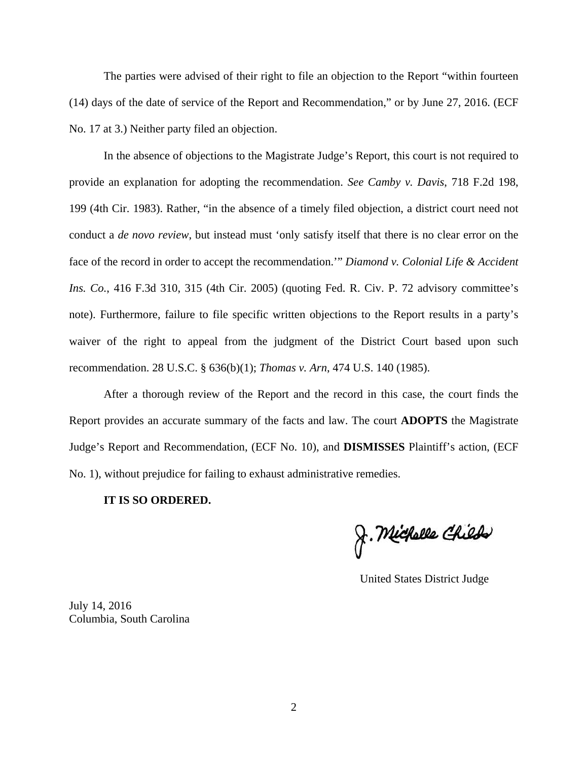The parties were advised of their right to file an objection to the Report "within fourteen (14) days of the date of service of the Report and Recommendation," or by June 27, 2016. (ECF No. 17 at 3.) Neither party filed an objection.

In the absence of objections to the Magistrate Judge's Report, this court is not required to provide an explanation for adopting the recommendation. *See Camby v. Davis*, 718 F.2d 198, 199 (4th Cir. 1983). Rather, "in the absence of a timely filed objection, a district court need not conduct a *de novo review*, but instead must 'only satisfy itself that there is no clear error on the face of the record in order to accept the recommendation.'" *Diamond v. Colonial Life & Accident Ins. Co.*, 416 F.3d 310, 315 (4th Cir. 2005) (quoting Fed. R. Civ. P. 72 advisory committee's note). Furthermore, failure to file specific written objections to the Report results in a party's waiver of the right to appeal from the judgment of the District Court based upon such recommendation. 28 U.S.C. § 636(b)(1); *Thomas v. Arn*, 474 U.S. 140 (1985).

After a thorough review of the Report and the record in this case, the court finds the Report provides an accurate summary of the facts and law. The court **ADOPTS** the Magistrate Judge's Report and Recommendation, (ECF No. 10), and **DISMISSES** Plaintiff's action, (ECF No. 1), without prejudice for failing to exhaust administrative remedies.

**IT IS SO ORDERED.**

J. Michelle Childs

United States District Judge

July 14, 2016
Columbia, South Carolina